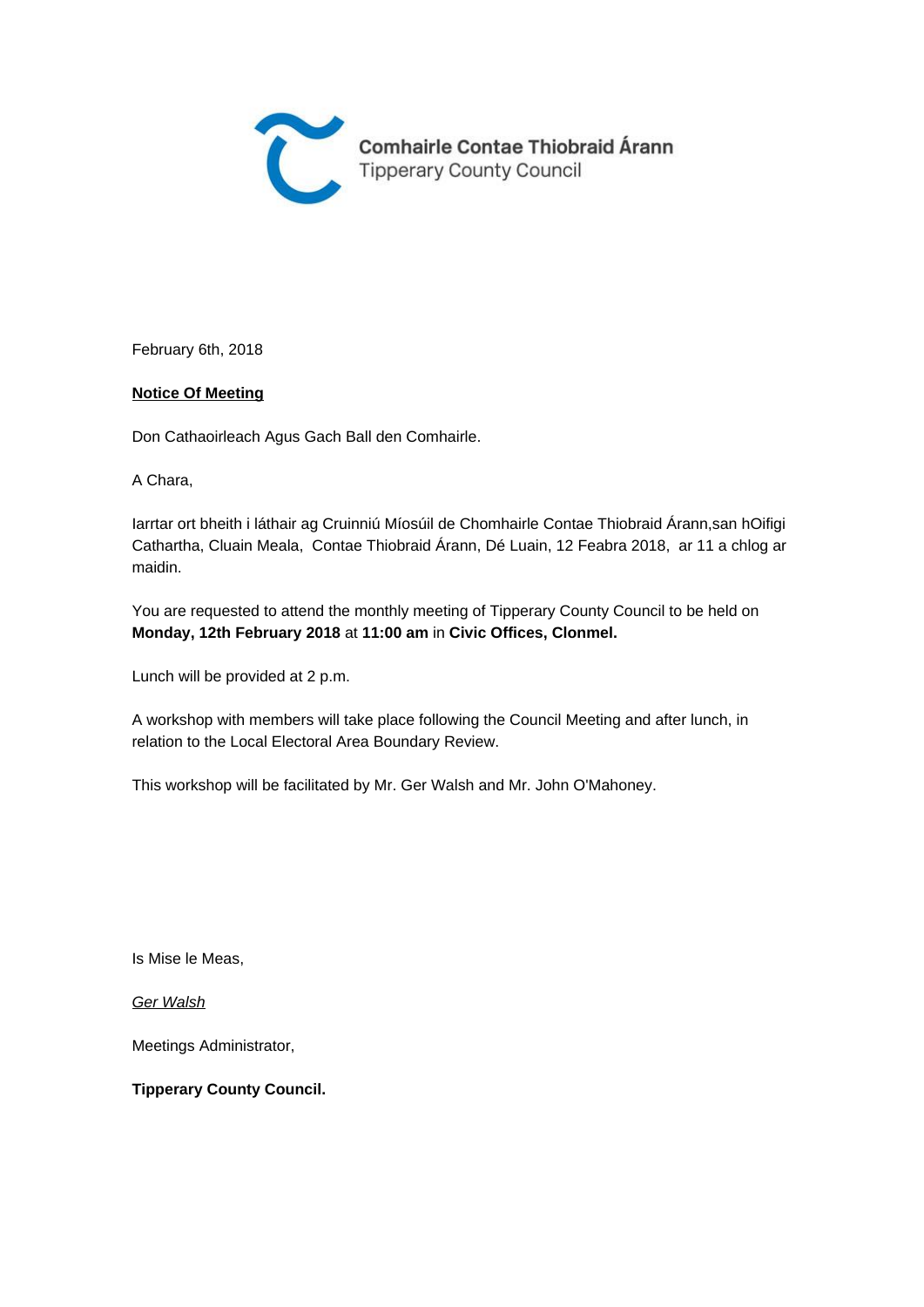Comhairle Contae Thiobraid Árann
Tipperary County Council

February 6th, 2018

**Notice Of Meeting**

Don Cathaoirleach Agus Gach Ball den Comhairle.

A Chara,

Iarrtar ort bheith i láthair ag Cruinniú Míosúil de Chomhairle Contae Thiobraid Árann,san hOifigi Chathartha, Cluain Meala, Contae Thiobraid Árann, Dé Luain, 12 Feabra 2018, ar 11 a chlog ar maidin.

You are requested to attend the monthly meeting of Tipperary County Council to be held on **Monday, 12th February 2018** at **11:00 am** in **Civic Offices, Clonmel.**

Lunch will be provided at 2 p.m.

A workshop with members will take place following the Council Meeting and after lunch, in relation to the Local Electoral Area Boundary Review.

This workshop will be facilitated by Mr. Ger Walsh and Mr. John O'Mahoney.

Is Mise le Meas,

*Ger Walsh*

Meetings Administrator,

**Tipperary County Council.**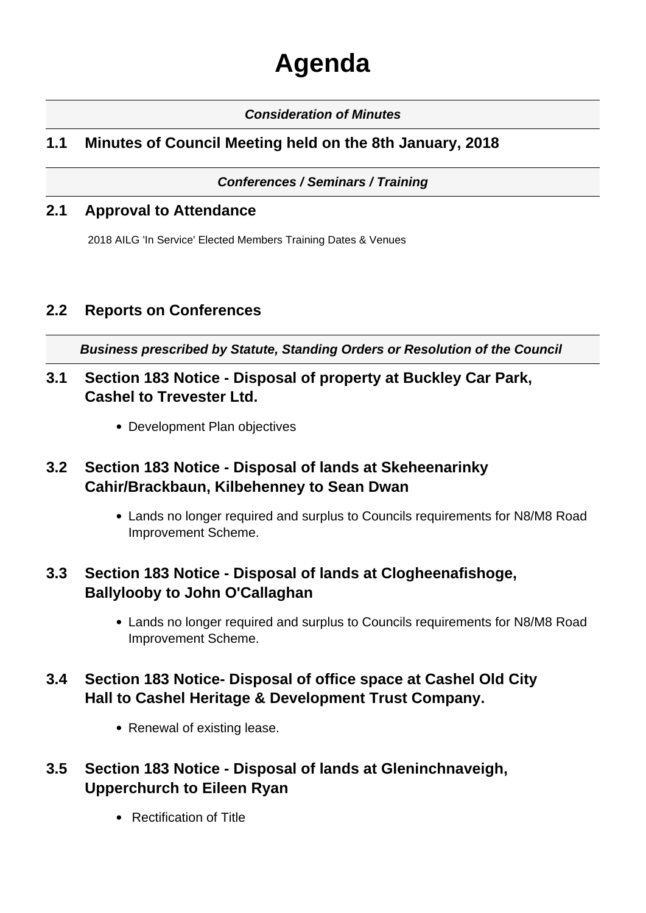# Agenda

***Consideration of Minutes***

## 1.1 Minutes of Council Meeting held on the 8th January, 2018

***Conferences / Seminars / Training***

## 2.1 Approval to Attendance

2018 AILG 'In Service' Elected Members Training Dates & Venues

## 2.2 Reports on Conferences

***Business prescribed by Statute, Standing Orders or Resolution of the Council***

## 3.1 Section 183 Notice - Disposal of property at Buckley Car Park, Cashel to Trevester Ltd.

- Development Plan objectives

## 3.2 Section 183 Notice - Disposal of lands at Skeheenarinky Cahir/Brackbaun, Kilbehenney to Sean Dwan

- Lands no longer required and surplus to Councils requirements for N8/M8 Road Improvement Scheme.

## 3.3 Section 183 Notice - Disposal of lands at Clogheenafishoge, Ballylooby to John O'Callaghan

- Lands no longer required and surplus to Councils requirements for N8/M8 Road Improvement Scheme.

## 3.4 Section 183 Notice- Disposal of office space at Cashel Old City Hall to Cashel Heritage & Development Trust Company.

- Renewal of existing lease.

## 3.5 Section 183 Notice - Disposal of lands at Gleninchnaveigh, Upperchurch to Eileen Ryan

- Rectification of Title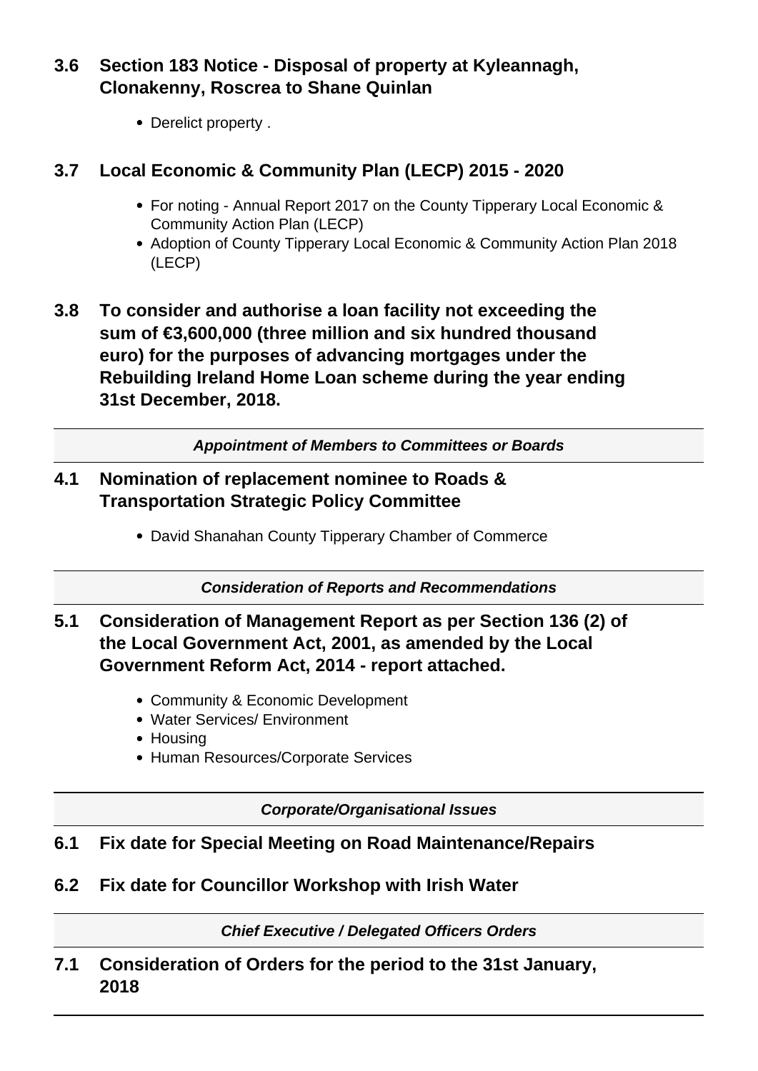### 3.6 Section 183 Notice - Disposal of property at Kyleannagh, Clonakenny, Roscrea to Shane Quinlan

- Derelict property .

### 3.7 Local Economic & Community Plan (LECP) 2015 - 2020

- For noting - Annual Report 2017 on the County Tipperary Local Economic & Community Action Plan (LECP)
- Adoption of County Tipperary Local Economic & Community Action Plan 2018 (LECP)

### 3.8 To consider and authorise a loan facility not exceeding the sum of €3,600,000 (three million and six hundred thousand euro) for the purposes of advancing mortgages under the Rebuilding Ireland Home Loan scheme during the year ending 31st December, 2018.

***Appointment of Members to Committees or Boards***

### 4.1 Nomination of replacement nominee to Roads & Transportation Strategic Policy Committee

- David Shanahan County Tipperary Chamber of Commerce

***Consideration of Reports and Recommendations***

### 5.1 Consideration of Management Report as per Section 136 (2) of the Local Government Act, 2001, as amended by the Local Government Reform Act, 2014 - report attached.

- Community & Economic Development
- Water Services/ Environment
- Housing
- Human Resources/Corporate Services

***Corporate/Organisational Issues***

### 6.1 Fix date for Special Meeting on Road Maintenance/Repairs

### 6.2 Fix date for Councillor Workshop with Irish Water

***Chief Executive / Delegated Officers Orders***

### 7.1 Consideration of Orders for the period to the 31st January, 2018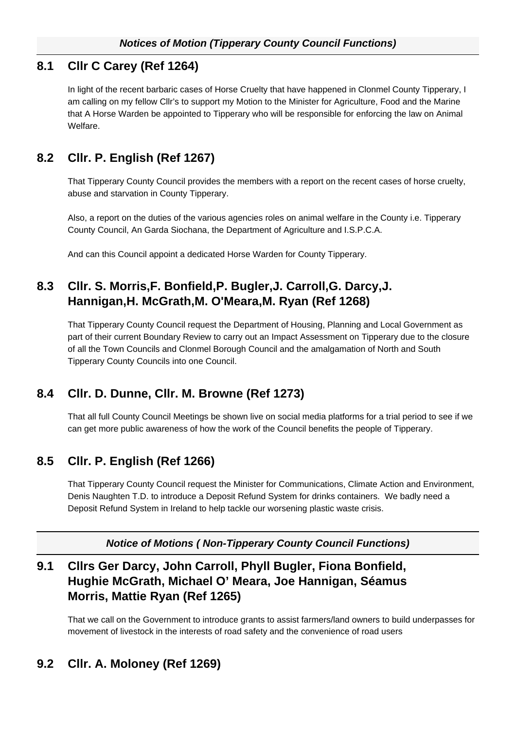***Notices of Motion (Tipperary County Council Functions)***

## 8.1 Cllr C Carey (Ref 1264)

In light of the recent barbaric cases of Horse Cruelty that have happened in Clonmel County Tipperary, I am calling on my fellow Cllr's to support my Motion to the Minister for Agriculture, Food and the Marine that A Horse Warden be appointed to Tipperary who will be responsible for enforcing the law on Animal Welfare.

## 8.2 Cllr. P. English (Ref 1267)

That Tipperary County Council provides the members with a report on the recent cases of horse cruelty, abuse and starvation in County Tipperary.

Also, a report on the duties of the various agencies roles on animal welfare in the County i.e. Tipperary County Council, An Garda Siochana, the Department of Agriculture and I.S.P.C.A.

And can this Council appoint a dedicated Horse Warden for County Tipperary.

## 8.3 Cllr. S. Morris,F. Bonfield,P. Bugler,J. Carroll,G. Darcy,J. Hannigan,H. McGrath,M. O'Meara,M. Ryan (Ref 1268)

That Tipperary County Council request the Department of Housing, Planning and Local Government as part of their current Boundary Review to carry out an Impact Assessment on Tipperary due to the closure of all the Town Councils and Clonmel Borough Council and the amalgamation of North and South Tipperary County Councils into one Council.

## 8.4 Cllr. D. Dunne, Cllr. M. Browne (Ref 1273)

That all full County Council Meetings be shown live on social media platforms for a trial period to see if we can get more public awareness of how the work of the Council benefits the people of Tipperary.

## 8.5 Cllr. P. English (Ref 1266)

That Tipperary County Council request the Minister for Communications, Climate Action and Environment, Denis Naughten T.D. to introduce a Deposit Refund System for drinks containers. We badly need a Deposit Refund System in Ireland to help tackle our worsening plastic waste crisis.

---

***Notice of Motions ( Non-Tipperary County Council Functions)***

## 9.1 Cllrs Ger Darcy, John Carroll, Phyll Bugler, Fiona Bonfield, Hughie McGrath, Michael O' Meara, Joe Hannigan, Séamus Morris, Mattie Ryan (Ref 1265)

That we call on the Government to introduce grants to assist farmers/land owners to build underpasses for movement of livestock in the interests of road safety and the convenience of road users

## 9.2 Cllr. A. Moloney (Ref 1269)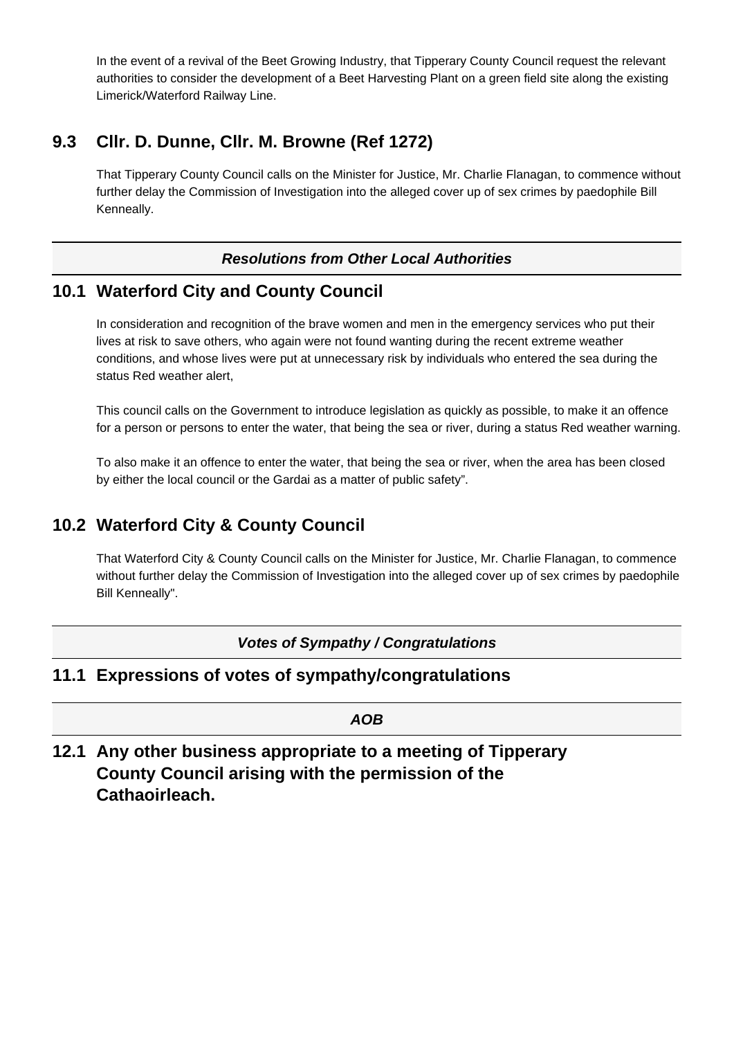In the event of a revival of the Beet Growing Industry, that Tipperary County Council request the relevant authorities to consider the development of a Beet Harvesting Plant on a green field site along the existing Limerick/Waterford Railway Line.

## 9.3 Cllr. D. Dunne, Cllr. M. Browne (Ref 1272)

That Tipperary County Council calls on the Minister for Justice, Mr. Charlie Flanagan, to commence without further delay the Commission of Investigation into the alleged cover up of sex crimes by paedophile Bill Kenneally.

***Resolutions from Other Local Authorities***

## 10.1 Waterford City and County Council

In consideration and recognition of the brave women and men in the emergency services who put their lives at risk to save others, who again were not found wanting during the recent extreme weather conditions, and whose lives were put at unnecessary risk by individuals who entered the sea during the status Red weather alert,

This council calls on the Government to introduce legislation as quickly as possible, to make it an offence for a person or persons to enter the water, that being the sea or river, during a status Red weather warning.

To also make it an offence to enter the water, that being the sea or river, when the area has been closed by either the local council or the Gardai as a matter of public safety".

## 10.2 Waterford City & County Council

That Waterford City & County Council calls on the Minister for Justice, Mr. Charlie Flanagan, to commence without further delay the Commission of Investigation into the alleged cover up of sex crimes by paedophile Bill Kenneally".

***Votes of Sympathy / Congratulations***

## 11.1 Expressions of votes of sympathy/congratulations

***AOB***

## 12.1 Any other business appropriate to a meeting of Tipperary County Council arising with the permission of the Cathaoirleach.